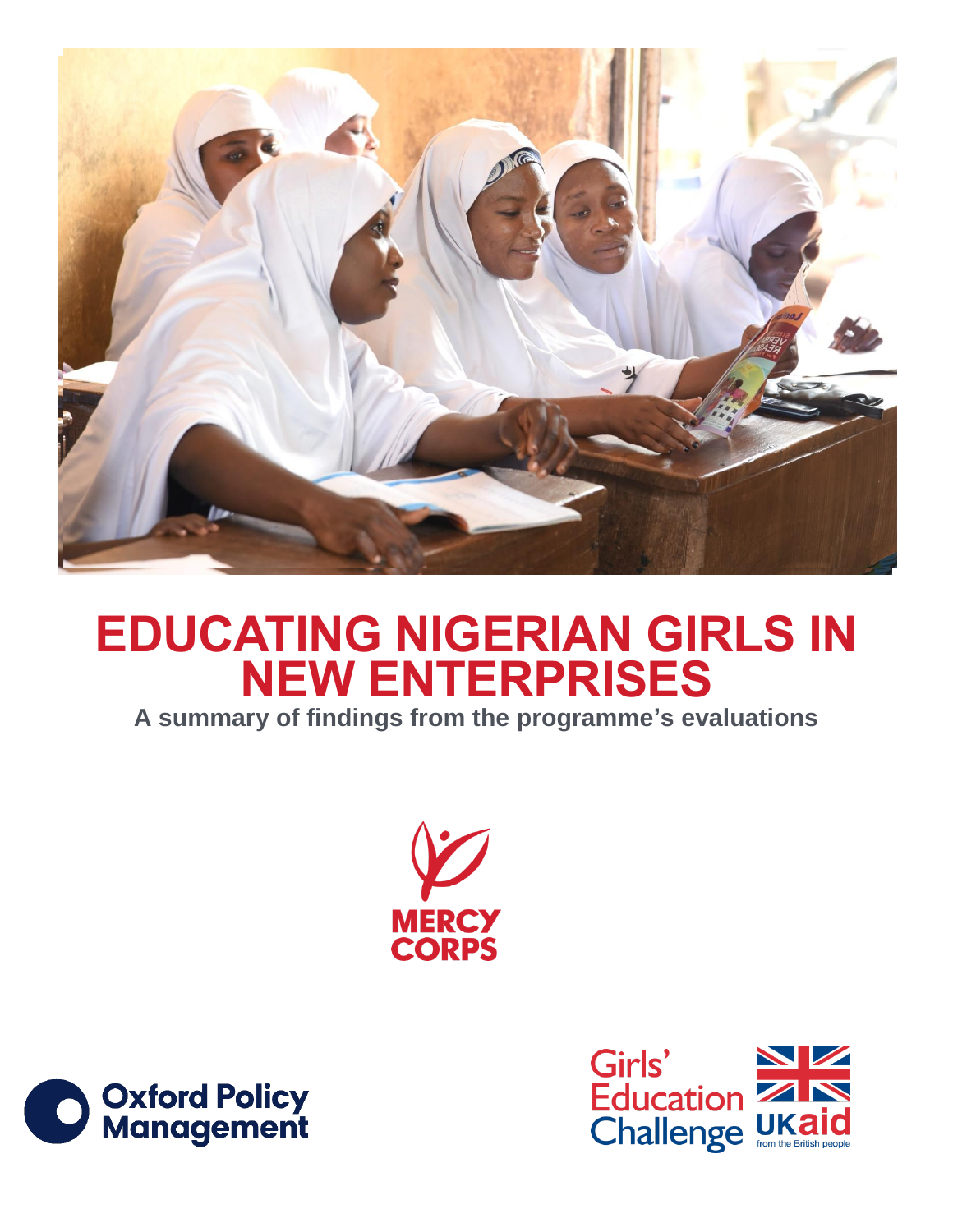# EDUCATING NIGERIAN GIRLS IN NEW ENTERPRISES

**A summary of findings from the programme's evaluations**

MERCY CORPS

Oxford Policy Management

Girls' Education Challenge

UKaid from the British people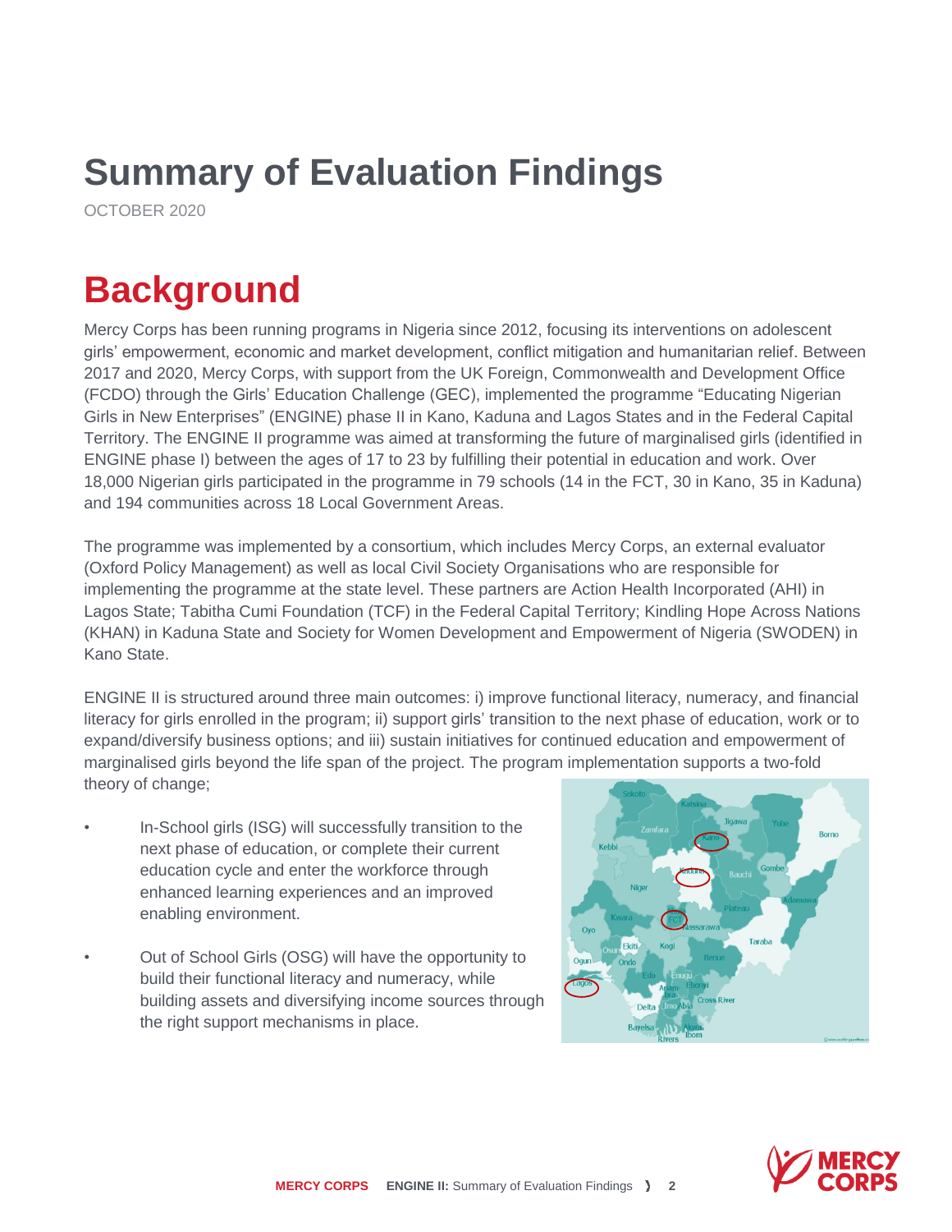# Summary of Evaluation Findings

OCTOBER 2020

# Background

Mercy Corps has been running programs in Nigeria since 2012, focusing its interventions on adolescent girls' empowerment, economic and market development, conflict mitigation and humanitarian relief. Between 2017 and 2020, Mercy Corps, with support from the UK Foreign, Commonwealth and Development Office (FCDO) through the Girls' Education Challenge (GEC), implemented the programme "Educating Nigerian Girls in New Enterprises" (ENGINE) phase II in Kano, Kaduna and Lagos States and in the Federal Capital Territory. The ENGINE II programme was aimed at transforming the future of marginalised girls (identified in ENGINE phase I) between the ages of 17 to 23 by fulfilling their potential in education and work. Over 18,000 Nigerian girls participated in the programme in 79 schools (14 in the FCT, 30 in Kano, 35 in Kaduna) and 194 communities across 18 Local Government Areas.

The programme was implemented by a consortium, which includes Mercy Corps, an external evaluator (Oxford Policy Management) as well as local Civil Society Organisations who are responsible for implementing the programme at the state level. These partners are Action Health Incorporated (AHI) in Lagos State; Tabitha Cumi Foundation (TCF) in the Federal Capital Territory; Kindling Hope Across Nations (KHAN) in Kaduna State and Society for Women Development and Empowerment of Nigeria (SWODEN) in Kano State.

ENGINE II is structured around three main outcomes: i) improve functional literacy, numeracy, and financial literacy for girls enrolled in the program; ii) support girls' transition to the next phase of education, work or to expand/diversify business options; and iii) sustain initiatives for continued education and empowerment of marginalised girls beyond the life span of the project. The program implementation supports a two-fold theory of change;

- In-School girls (ISG) will successfully transition to the next phase of education, or complete their current education cycle and enter the workforce through enhanced learning experiences and an improved enabling environment.
- Out of School Girls (OSG) will have the opportunity to build their functional literacy and numeracy, while building assets and diversifying income sources through the right support mechanisms in place.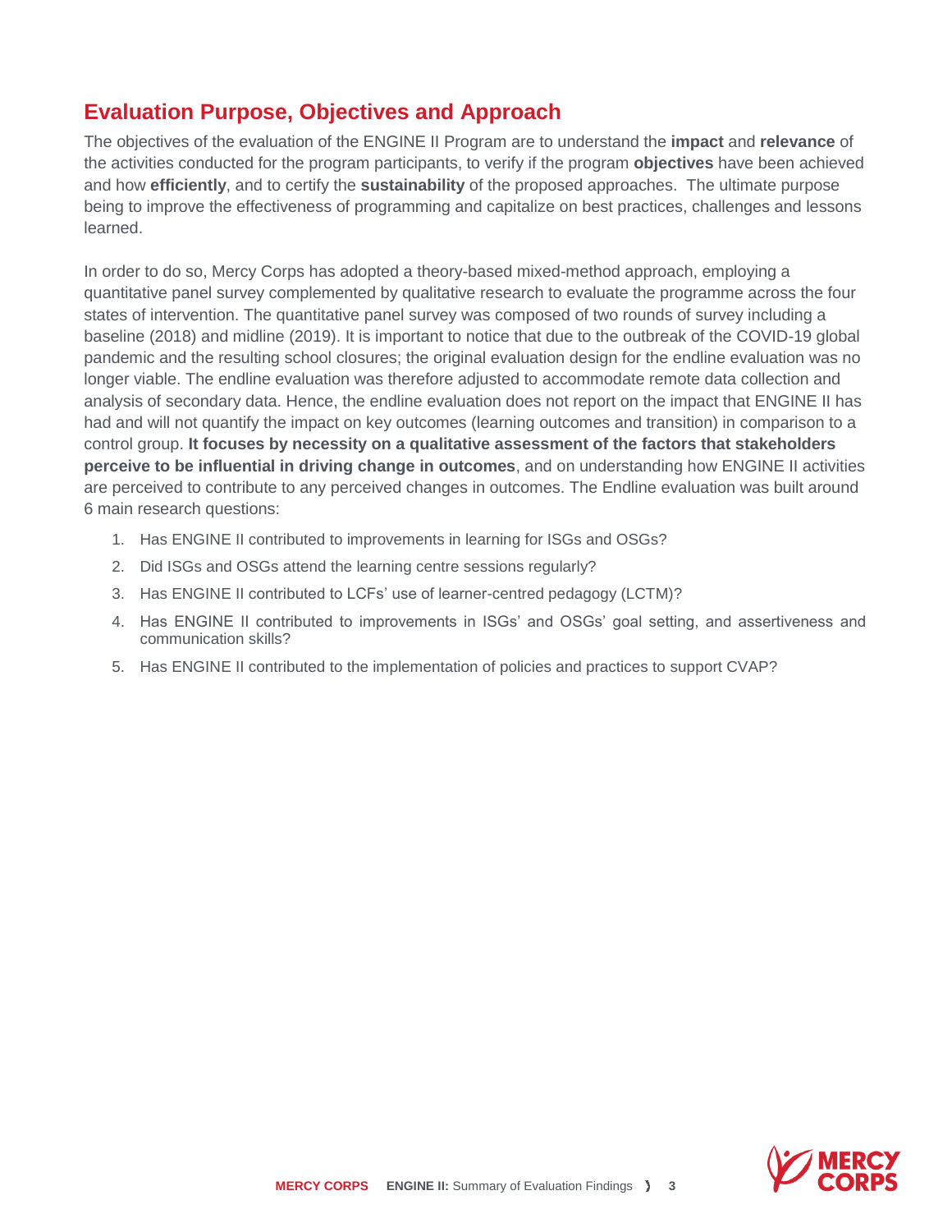## Evaluation Purpose, Objectives and Approach

The objectives of the evaluation of the ENGINE II Program are to understand the **impact** and **relevance** of the activities conducted for the program participants, to verify if the program **objectives** have been achieved and how **efficiently**, and to certify the **sustainability** of the proposed approaches. The ultimate purpose being to improve the effectiveness of programming and capitalize on best practices, challenges and lessons learned.

In order to do so, Mercy Corps has adopted a theory-based mixed-method approach, employing a quantitative panel survey complemented by qualitative research to evaluate the programme across the four states of intervention. The quantitative panel survey was composed of two rounds of survey including a baseline (2018) and midline (2019). It is important to notice that due to the outbreak of the COVID-19 global pandemic and the resulting school closures; the original evaluation design for the endline evaluation was no longer viable. The endline evaluation was therefore adjusted to accommodate remote data collection and analysis of secondary data. Hence, the endline evaluation does not report on the impact that ENGINE II has had and will not quantify the impact on key outcomes (learning outcomes and transition) in comparison to a control group. **It focuses by necessity on a qualitative assessment of the factors that stakeholders perceive to be influential in driving change in outcomes**, and on understanding how ENGINE II activities are perceived to contribute to any perceived changes in outcomes. The Endline evaluation was built around 6 main research questions:

1. Has ENGINE II contributed to improvements in learning for ISGs and OSGs?
2. Did ISGs and OSGs attend the learning centre sessions regularly?
3. Has ENGINE II contributed to LCFs' use of learner-centred pedagogy (LCTM)?
4. Has ENGINE II contributed to improvements in ISGs' and OSGs' goal setting, and assertiveness and communication skills?
5. Has ENGINE II contributed to the implementation of policies and practices to support CVAP?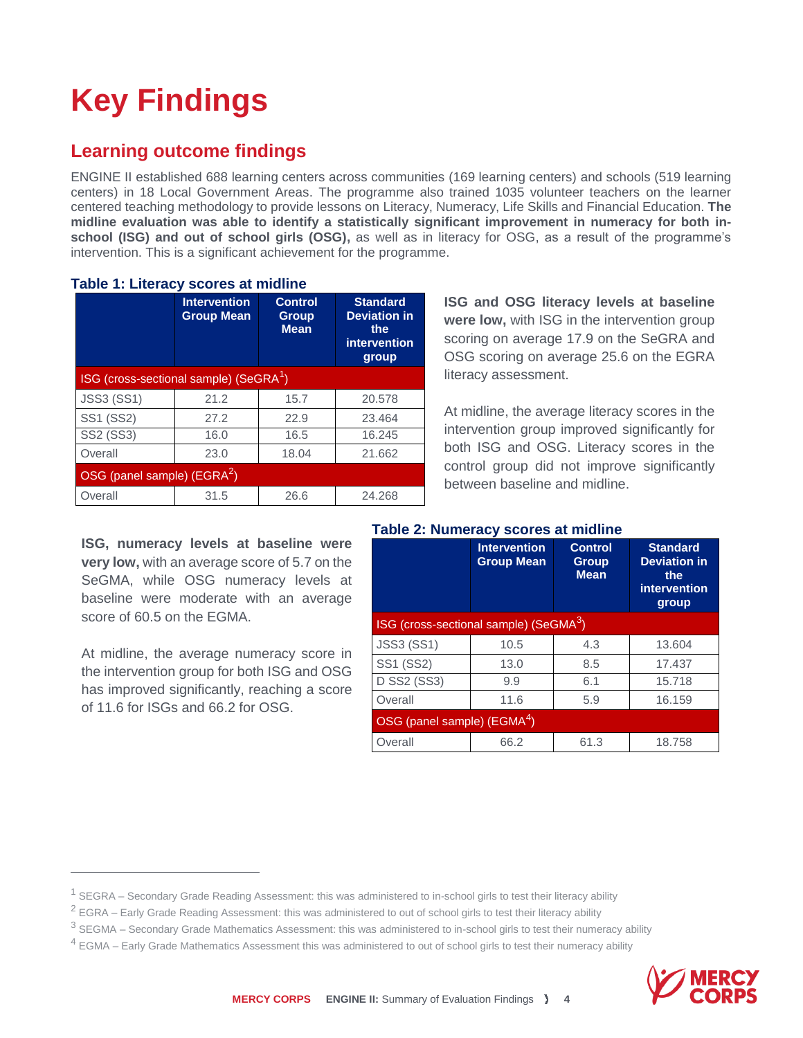# Key Findings

## Learning outcome findings

ENGINE II established 688 learning centers across communities (169 learning centers) and schools (519 learning centers) in 18 Local Government Areas. The programme also trained 1035 volunteer teachers on the learner centered teaching methodology to provide lessons on Literacy, Numeracy, Life Skills and Financial Education. **The midline evaluation was able to identify a statistically significant improvement in numeracy for both in-school (ISG) and out of school girls (OSG),** as well as in literacy for OSG, as a result of the programme's intervention. This is a significant achievement for the programme.

**Table 1: Literacy scores at midline**

| | Intervention Group Mean | Control Group Mean | Standard Deviation in the intervention group |
|---|---|---|---|
| ISG (cross-sectional sample) (SeGRA[1]) | | | |
| JSS3 (SS1) | 21.2 | 15.7 | 20.578 |
| SS1 (SS2) | 27.2 | 22.9 | 23.464 |
| SS2 (SS3) | 16.0 | 16.5 | 16.245 |
| Overall | 23.0 | 18.04 | 21.662 |
| OSG (panel sample) (EGRA[2]) | | | |
| Overall | 31.5 | 26.6 | 24.268 |

**ISG and OSG literacy levels at baseline were low,** with ISG in the intervention group scoring on average 17.9 on the SeGRA and OSG scoring on average 25.6 on the EGRA literacy assessment.

At midline, the average literacy scores in the intervention group improved significantly for both ISG and OSG. Literacy scores in the control group did not improve significantly between baseline and midline.

**ISG, numeracy levels at baseline were very low,** with an average score of 5.7 on the SeGMA, while OSG numeracy levels at baseline were moderate with an average score of 60.5 on the EGMA.

At midline, the average numeracy score in the intervention group for both ISG and OSG has improved significantly, reaching a score of 11.6 for ISGs and 66.2 for OSG.

**Table 2: Numeracy scores at midline**

| | Intervention Group Mean | Control Group Mean | Standard Deviation in the intervention group |
|---|---|---|---|
| ISG (cross-sectional sample) (SeGMA[3]) | | | |
| JSS3 (SS1) | 10.5 | 4.3 | 13.604 |
| SS1 (SS2) | 13.0 | 8.5 | 17.437 |
| D SS2 (SS3) | 9.9 | 6.1 | 15.718 |
| Overall | 11.6 | 5.9 | 16.159 |
| OSG (panel sample) (EGMA[4]) | | | |
| Overall | 66.2 | 61.3 | 18.758 |

[1] SEGRA – Secondary Grade Reading Assessment: this was administered to in-school girls to test their literacy ability

[2] EGRA – Early Grade Reading Assessment: this was administered to out of school girls to test their literacy ability

[3] SEGMA – Secondary Grade Mathematics Assessment: this was administered to in-school girls to test their numeracy ability

[4] EGMA – Early Grade Mathematics Assessment this was administered to out of school girls to test their numeracy ability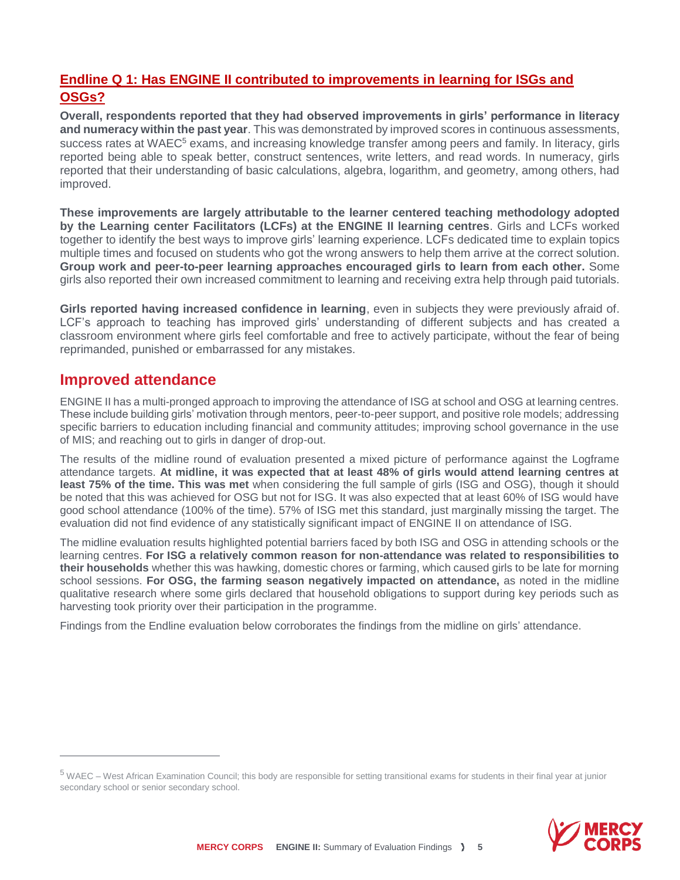## Endline Q 1: Has ENGINE II contributed to improvements in learning for ISGs and OSGs?

**Overall, respondents reported that they had observed improvements in girls' performance in literacy and numeracy within the past year**. This was demonstrated by improved scores in continuous assessments, success rates at WAEC[5] exams, and increasing knowledge transfer among peers and family. In literacy, girls reported being able to speak better, construct sentences, write letters, and read words. In numeracy, girls reported that their understanding of basic calculations, algebra, logarithm, and geometry, among others, had improved.

**These improvements are largely attributable to the learner centered teaching methodology adopted by the Learning center Facilitators (LCFs) at the ENGINE II learning centres**. Girls and LCFs worked together to identify the best ways to improve girls' learning experience. LCFs dedicated time to explain topics multiple times and focused on students who got the wrong answers to help them arrive at the correct solution. **Group work and peer-to-peer learning approaches encouraged girls to learn from each other.** Some girls also reported their own increased commitment to learning and receiving extra help through paid tutorials.

**Girls reported having increased confidence in learning**, even in subjects they were previously afraid of. LCF's approach to teaching has improved girls' understanding of different subjects and has created a classroom environment where girls feel comfortable and free to actively participate, without the fear of being reprimanded, punished or embarrassed for any mistakes.

## Improved attendance

ENGINE II has a multi-pronged approach to improving the attendance of ISG at school and OSG at learning centres. These include building girls' motivation through mentors, peer-to-peer support, and positive role models; addressing specific barriers to education including financial and community attitudes; improving school governance in the use of MIS; and reaching out to girls in danger of drop-out.

The results of the midline round of evaluation presented a mixed picture of performance against the Logframe attendance targets. **At midline, it was expected that at least 48% of girls would attend learning centres at least 75% of the time. This was met** when considering the full sample of girls (ISG and OSG), though it should be noted that this was achieved for OSG but not for ISG. It was also expected that at least 60% of ISG would have good school attendance (100% of the time). 57% of ISG met this standard, just marginally missing the target. The evaluation did not find evidence of any statistically significant impact of ENGINE II on attendance of ISG.

The midline evaluation results highlighted potential barriers faced by both ISG and OSG in attending schools or the learning centres. **For ISG a relatively common reason for non-attendance was related to responsibilities to their households** whether this was hawking, domestic chores or farming, which caused girls to be late for morning school sessions. **For OSG, the farming season negatively impacted on attendance,** as noted in the midline qualitative research where some girls declared that household obligations to support during key periods such as harvesting took priority over their participation in the programme.

Findings from the Endline evaluation below corroborates the findings from the midline on girls' attendance.

---

[5] WAEC – West African Examination Council; this body are responsible for setting transitional exams for students in their final year at junior secondary school or senior secondary school.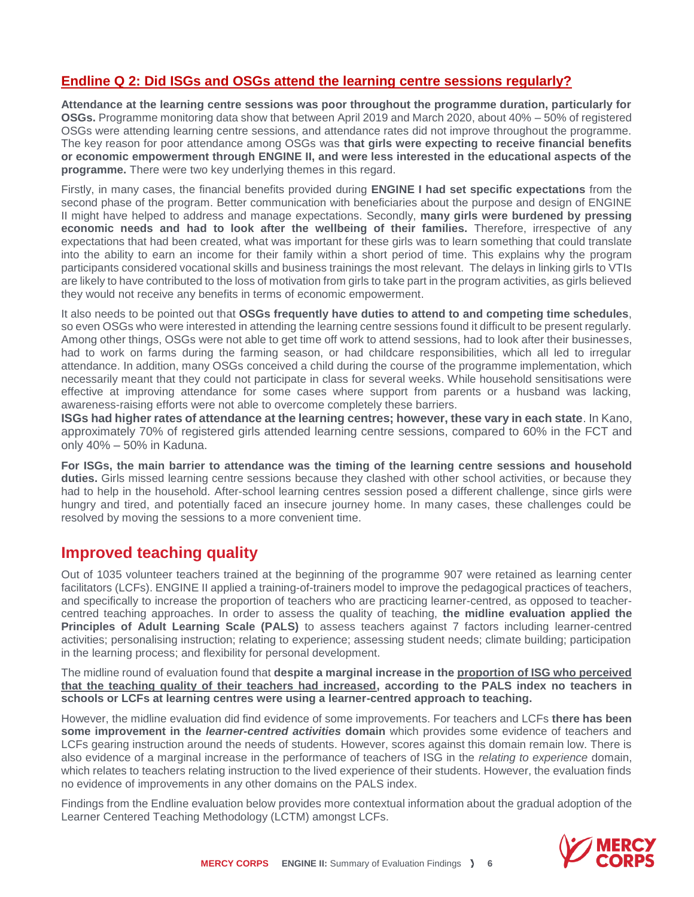## Endline Q 2: Did ISGs and OSGs attend the learning centre sessions regularly?

**Attendance at the learning centre sessions was poor throughout the programme duration, particularly for OSGs.** Programme monitoring data show that between April 2019 and March 2020, about 40% – 50% of registered OSGs were attending learning centre sessions, and attendance rates did not improve throughout the programme. The key reason for poor attendance among OSGs was **that girls were expecting to receive financial benefits or economic empowerment through ENGINE II, and were less interested in the educational aspects of the programme.** There were two key underlying themes in this regard.

Firstly, in many cases, the financial benefits provided during **ENGINE I had set specific expectations** from the second phase of the program. Better communication with beneficiaries about the purpose and design of ENGINE II might have helped to address and manage expectations. Secondly, **many girls were burdened by pressing economic needs and had to look after the wellbeing of their families.** Therefore, irrespective of any expectations that had been created, what was important for these girls was to learn something that could translate into the ability to earn an income for their family within a short period of time. This explains why the program participants considered vocational skills and business trainings the most relevant. The delays in linking girls to VTIs are likely to have contributed to the loss of motivation from girls to take part in the program activities, as girls believed they would not receive any benefits in terms of economic empowerment.

It also needs to be pointed out that **OSGs frequently have duties to attend to and competing time schedules**, so even OSGs who were interested in attending the learning centre sessions found it difficult to be present regularly. Among other things, OSGs were not able to get time off work to attend sessions, had to look after their businesses, had to work on farms during the farming season, or had childcare responsibilities, which all led to irregular attendance. In addition, many OSGs conceived a child during the course of the programme implementation, which necessarily meant that they could not participate in class for several weeks. While household sensitisations were effective at improving attendance for some cases where support from parents or a husband was lacking, awareness-raising efforts were not able to overcome completely these barriers.

**ISGs had higher rates of attendance at the learning centres; however, these vary in each state**. In Kano, approximately 70% of registered girls attended learning centre sessions, compared to 60% in the FCT and only 40% – 50% in Kaduna.

**For ISGs, the main barrier to attendance was the timing of the learning centre sessions and household duties.** Girls missed learning centre sessions because they clashed with other school activities, or because they had to help in the household. After-school learning centres session posed a different challenge, since girls were hungry and tired, and potentially faced an insecure journey home. In many cases, these challenges could be resolved by moving the sessions to a more convenient time.

# Improved teaching quality

Out of 1035 volunteer teachers trained at the beginning of the programme 907 were retained as learning center facilitators (LCFs). ENGINE II applied a training-of-trainers model to improve the pedagogical practices of teachers, and specifically to increase the proportion of teachers who are practicing learner-centred, as opposed to teacher-centred teaching approaches. In order to assess the quality of teaching, **the midline evaluation applied the Principles of Adult Learning Scale (PALS)** to assess teachers against 7 factors including learner-centred activities; personalising instruction; relating to experience; assessing student needs; climate building; participation in the learning process; and flexibility for personal development.

The midline round of evaluation found that **despite a marginal increase in the <u>proportion of ISG who perceived that the teaching quality of their teachers had increased</u>, according to the PALS index no teachers in schools or LCFs at learning centres were using a learner-centred approach to teaching.**

However, the midline evaluation did find evidence of some improvements. For teachers and LCFs **there has been some improvement in the *learner-centred activities* domain** which provides some evidence of teachers and LCFs gearing instruction around the needs of students. However, scores against this domain remain low. There is also evidence of a marginal increase in the performance of teachers of ISG in the *relating to experience* domain, which relates to teachers relating instruction to the lived experience of their students. However, the evaluation finds no evidence of improvements in any other domains on the PALS index.

Findings from the Endline evaluation below provides more contextual information about the gradual adoption of the Learner Centered Teaching Methodology (LCTM) amongst LCFs.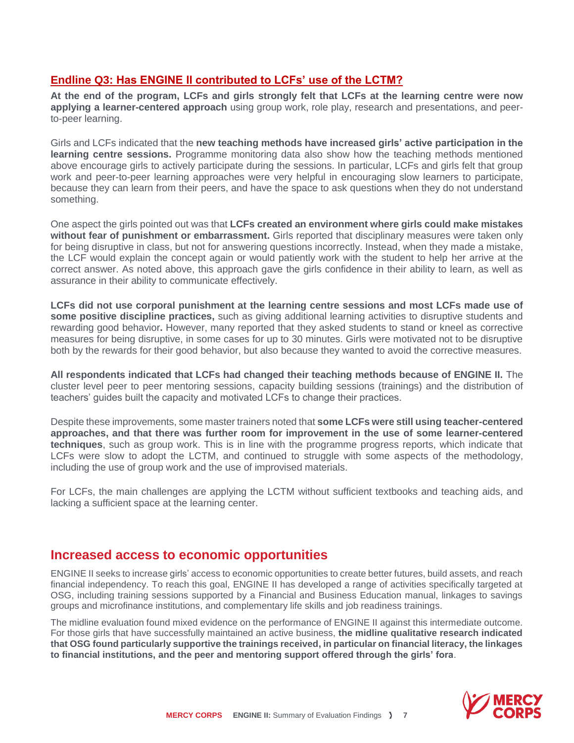### Endline Q3: Has ENGINE II contributed to LCFs' use of the LCTM?

**At the end of the program, LCFs and girls strongly felt that LCFs at the learning centre were now applying a learner-centered approach** using group work, role play, research and presentations, and peer-to-peer learning.

Girls and LCFs indicated that the **new teaching methods have increased girls' active participation in the learning centre sessions.** Programme monitoring data also show how the teaching methods mentioned above encourage girls to actively participate during the sessions. In particular, LCFs and girls felt that group work and peer-to-peer learning approaches were very helpful in encouraging slow learners to participate, because they can learn from their peers, and have the space to ask questions when they do not understand something.

One aspect the girls pointed out was that **LCFs created an environment where girls could make mistakes without fear of punishment or embarrassment.** Girls reported that disciplinary measures were taken only for being disruptive in class, but not for answering questions incorrectly. Instead, when they made a mistake, the LCF would explain the concept again or would patiently work with the student to help her arrive at the correct answer. As noted above, this approach gave the girls confidence in their ability to learn, as well as assurance in their ability to communicate effectively.

**LCFs did not use corporal punishment at the learning centre sessions and most LCFs made use of some positive discipline practices,** such as giving additional learning activities to disruptive students and rewarding good behavior**.** However, many reported that they asked students to stand or kneel as corrective measures for being disruptive, in some cases for up to 30 minutes. Girls were motivated not to be disruptive both by the rewards for their good behavior, but also because they wanted to avoid the corrective measures.

**All respondents indicated that LCFs had changed their teaching methods because of ENGINE II.** The cluster level peer to peer mentoring sessions, capacity building sessions (trainings) and the distribution of teachers' guides built the capacity and motivated LCFs to change their practices.

Despite these improvements, some master trainers noted that **some LCFs were still using teacher-centered approaches, and that there was further room for improvement in the use of some learner-centered techniques**, such as group work. This is in line with the programme progress reports, which indicate that LCFs were slow to adopt the LCTM, and continued to struggle with some aspects of the methodology, including the use of group work and the use of improvised materials.

For LCFs, the main challenges are applying the LCTM without sufficient textbooks and teaching aids, and lacking a sufficient space at the learning center.

## Increased access to economic opportunities

ENGINE II seeks to increase girls' access to economic opportunities to create better futures, build assets, and reach financial independency. To reach this goal, ENGINE II has developed a range of activities specifically targeted at OSG, including training sessions supported by a Financial and Business Education manual, linkages to savings groups and microfinance institutions, and complementary life skills and job readiness trainings.

The midline evaluation found mixed evidence on the performance of ENGINE II against this intermediate outcome. For those girls that have successfully maintained an active business, **the midline qualitative research indicated that OSG found particularly supportive the trainings received, in particular on financial literacy, the linkages to financial institutions, and the peer and mentoring support offered through the girls' fora**.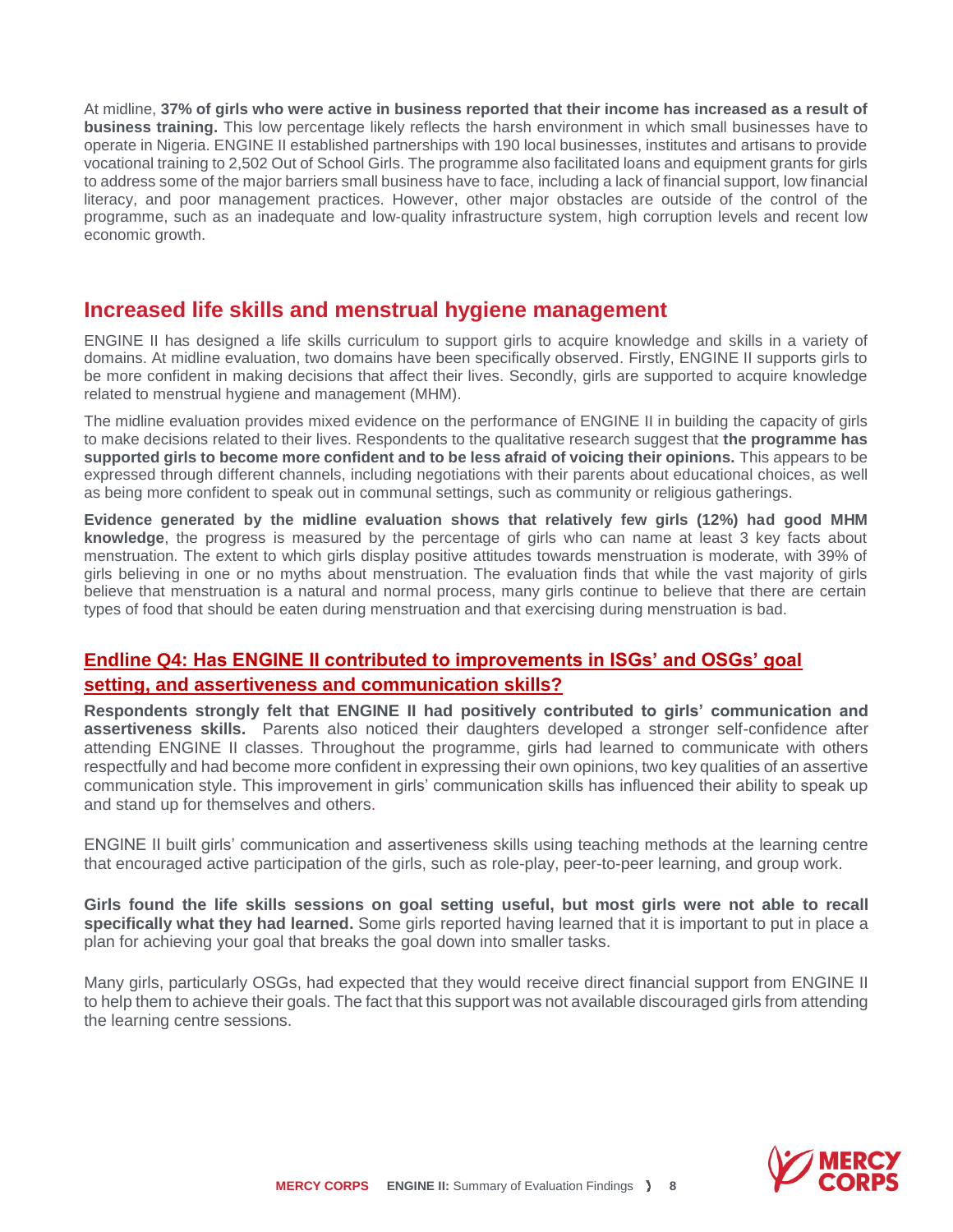At midline, **37% of girls who were active in business reported that their income has increased as a result of business training.** This low percentage likely reflects the harsh environment in which small businesses have to operate in Nigeria. ENGINE II established partnerships with 190 local businesses, institutes and artisans to provide vocational training to 2,502 Out of School Girls. The programme also facilitated loans and equipment grants for girls to address some of the major barriers small business have to face, including a lack of financial support, low financial literacy, and poor management practices. However, other major obstacles are outside of the control of the programme, such as an inadequate and low-quality infrastructure system, high corruption levels and recent low economic growth.

## Increased life skills and menstrual hygiene management

ENGINE II has designed a life skills curriculum to support girls to acquire knowledge and skills in a variety of domains. At midline evaluation, two domains have been specifically observed. Firstly, ENGINE II supports girls to be more confident in making decisions that affect their lives. Secondly, girls are supported to acquire knowledge related to menstrual hygiene and management (MHM).

The midline evaluation provides mixed evidence on the performance of ENGINE II in building the capacity of girls to make decisions related to their lives. Respondents to the qualitative research suggest that **the programme has supported girls to become more confident and to be less afraid of voicing their opinions.** This appears to be expressed through different channels, including negotiations with their parents about educational choices, as well as being more confident to speak out in communal settings, such as community or religious gatherings.

**Evidence generated by the midline evaluation shows that relatively few girls (12%) had good MHM knowledge**, the progress is measured by the percentage of girls who can name at least 3 key facts about menstruation. The extent to which girls display positive attitudes towards menstruation is moderate, with 39% of girls believing in one or no myths about menstruation. The evaluation finds that while the vast majority of girls believe that menstruation is a natural and normal process, many girls continue to believe that there are certain types of food that should be eaten during menstruation and that exercising during menstruation is bad.

### Endline Q4: Has ENGINE II contributed to improvements in ISGs' and OSGs' goal setting, and assertiveness and communication skills?

**Respondents strongly felt that ENGINE II had positively contributed to girls' communication and assertiveness skills.** Parents also noticed their daughters developed a stronger self-confidence after attending ENGINE II classes. Throughout the programme, girls had learned to communicate with others respectfully and had become more confident in expressing their own opinions, two key qualities of an assertive communication style. This improvement in girls' communication skills has influenced their ability to speak up and stand up for themselves and others.

ENGINE II built girls' communication and assertiveness skills using teaching methods at the learning centre that encouraged active participation of the girls, such as role-play, peer-to-peer learning, and group work.

**Girls found the life skills sessions on goal setting useful, but most girls were not able to recall specifically what they had learned.** Some girls reported having learned that it is important to put in place a plan for achieving your goal that breaks the goal down into smaller tasks.

Many girls, particularly OSGs, had expected that they would receive direct financial support from ENGINE II to help them to achieve their goals. The fact that this support was not available discouraged girls from attending the learning centre sessions.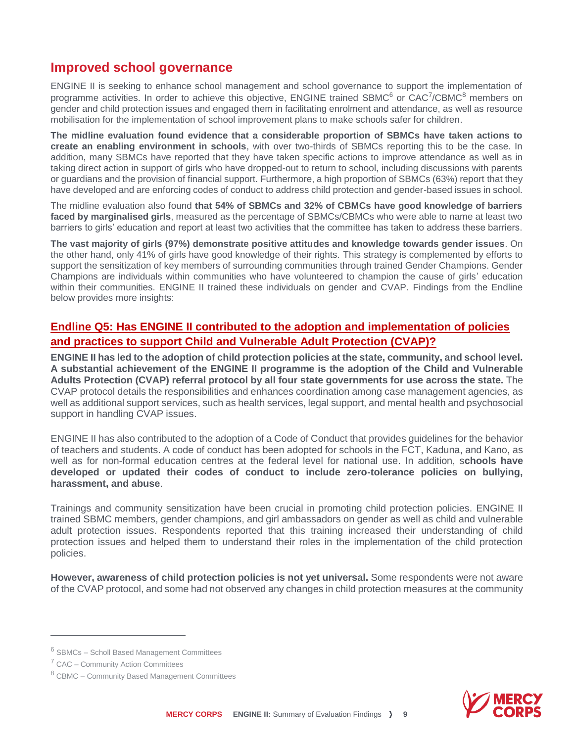## Improved school governance

ENGINE II is seeking to enhance school management and school governance to support the implementation of programme activities. In order to achieve this objective, ENGINE trained SBMC[6] or CAC[7]/CBMC[8] members on gender and child protection issues and engaged them in facilitating enrolment and attendance, as well as resource mobilisation for the implementation of school improvement plans to make schools safer for children.

**The midline evaluation found evidence that a considerable proportion of SBMCs have taken actions to create an enabling environment in schools**, with over two-thirds of SBMCs reporting this to be the case. In addition, many SBMCs have reported that they have taken specific actions to improve attendance as well as in taking direct action in support of girls who have dropped-out to return to school, including discussions with parents or guardians and the provision of financial support. Furthermore, a high proportion of SBMCs (63%) report that they have developed and are enforcing codes of conduct to address child protection and gender-based issues in school.

The midline evaluation also found **that 54% of SBMCs and 32% of CBMCs have good knowledge of barriers faced by marginalised girls**, measured as the percentage of SBMCs/CBMCs who were able to name at least two barriers to girls' education and report at least two activities that the committee has taken to address these barriers.

**The vast majority of girls (97%) demonstrate positive attitudes and knowledge towards gender issues**. On the other hand, only 41% of girls have good knowledge of their rights. This strategy is complemented by efforts to support the sensitization of key members of surrounding communities through trained Gender Champions. Gender Champions are individuals within communities who have volunteered to champion the cause of girls' education within their communities. ENGINE II trained these individuals on gender and CVAP. Findings from the Endline below provides more insights:

### Endline Q5: Has ENGINE II contributed to the adoption and implementation of policies and practices to support Child and Vulnerable Adult Protection (CVAP)?

**ENGINE II has led to the adoption of child protection policies at the state, community, and school level. A substantial achievement of the ENGINE II programme is the adoption of the Child and Vulnerable Adults Protection (CVAP) referral protocol by all four state governments for use across the state.** The CVAP protocol details the responsibilities and enhances coordination among case management agencies, as well as additional support services, such as health services, legal support, and mental health and psychosocial support in handling CVAP issues.

ENGINE II has also contributed to the adoption of a Code of Conduct that provides guidelines for the behavior of teachers and students. A code of conduct has been adopted for schools in the FCT, Kaduna, and Kano, as well as for non-formal education centres at the federal level for national use. In addition, s**chools have developed or updated their codes of conduct to include zero-tolerance policies on bullying, harassment, and abuse**.

Trainings and community sensitization have been crucial in promoting child protection policies. ENGINE II trained SBMC members, gender champions, and girl ambassadors on gender as well as child and vulnerable adult protection issues. Respondents reported that this training increased their understanding of child protection issues and helped them to understand their roles in the implementation of the child protection policies.

**However, awareness of child protection policies is not yet universal.** Some respondents were not aware of the CVAP protocol, and some had not observed any changes in child protection measures at the community

---

[6] SBMCs – Scholl Based Management Committees

[7] CAC – Community Action Committees

[8] CBMC – Community Based Management Committees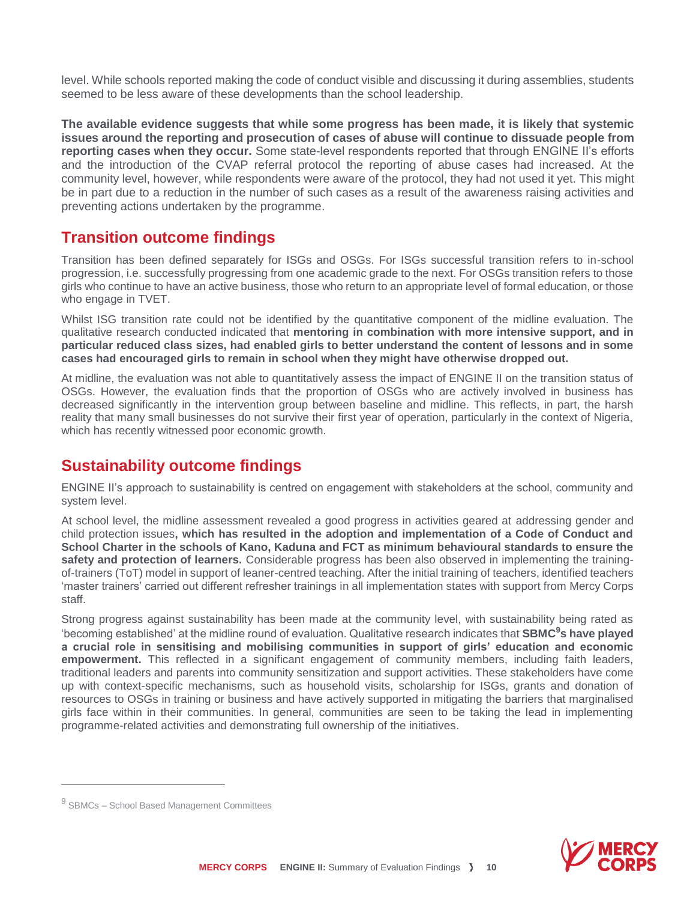level. While schools reported making the code of conduct visible and discussing it during assemblies, students seemed to be less aware of these developments than the school leadership.

**The available evidence suggests that while some progress has been made, it is likely that systemic issues around the reporting and prosecution of cases of abuse will continue to dissuade people from reporting cases when they occur.** Some state-level respondents reported that through ENGINE II's efforts and the introduction of the CVAP referral protocol the reporting of abuse cases had increased. At the community level, however, while respondents were aware of the protocol, they had not used it yet. This might be in part due to a reduction in the number of such cases as a result of the awareness raising activities and preventing actions undertaken by the programme.

## Transition outcome findings

Transition has been defined separately for ISGs and OSGs. For ISGs successful transition refers to in-school progression, i.e. successfully progressing from one academic grade to the next. For OSGs transition refers to those girls who continue to have an active business, those who return to an appropriate level of formal education, or those who engage in TVET.

Whilst ISG transition rate could not be identified by the quantitative component of the midline evaluation. The qualitative research conducted indicated that **mentoring in combination with more intensive support, and in particular reduced class sizes, had enabled girls to better understand the content of lessons and in some cases had encouraged girls to remain in school when they might have otherwise dropped out.**

At midline, the evaluation was not able to quantitatively assess the impact of ENGINE II on the transition status of OSGs. However, the evaluation finds that the proportion of OSGs who are actively involved in business has decreased significantly in the intervention group between baseline and midline. This reflects, in part, the harsh reality that many small businesses do not survive their first year of operation, particularly in the context of Nigeria, which has recently witnessed poor economic growth.

## Sustainability outcome findings

ENGINE II's approach to sustainability is centred on engagement with stakeholders at the school, community and system level.

At school level, the midline assessment revealed a good progress in activities geared at addressing gender and child protection issues**, which has resulted in the adoption and implementation of a Code of Conduct and School Charter in the schools of Kano, Kaduna and FCT as minimum behavioural standards to ensure the safety and protection of learners.** Considerable progress has been also observed in implementing the training-of-trainers (ToT) model in support of leaner-centred teaching. After the initial training of teachers, identified teachers 'master trainers' carried out different refresher trainings in all implementation states with support from Mercy Corps staff.

Strong progress against sustainability has been made at the community level, with sustainability being rated as 'becoming established' at the midline round of evaluation. Qualitative research indicates that **SBMC[9]s have played a crucial role in sensitising and mobilising communities in support of girls' education and economic empowerment.** This reflected in a significant engagement of community members, including faith leaders, traditional leaders and parents into community sensitization and support activities. These stakeholders have come up with context-specific mechanisms, such as household visits, scholarship for ISGs, grants and donation of resources to OSGs in training or business and have actively supported in mitigating the barriers that marginalised girls face within in their communities. In general, communities are seen to be taking the lead in implementing programme-related activities and demonstrating full ownership of the initiatives.

---

[9] SBMCs – School Based Management Committees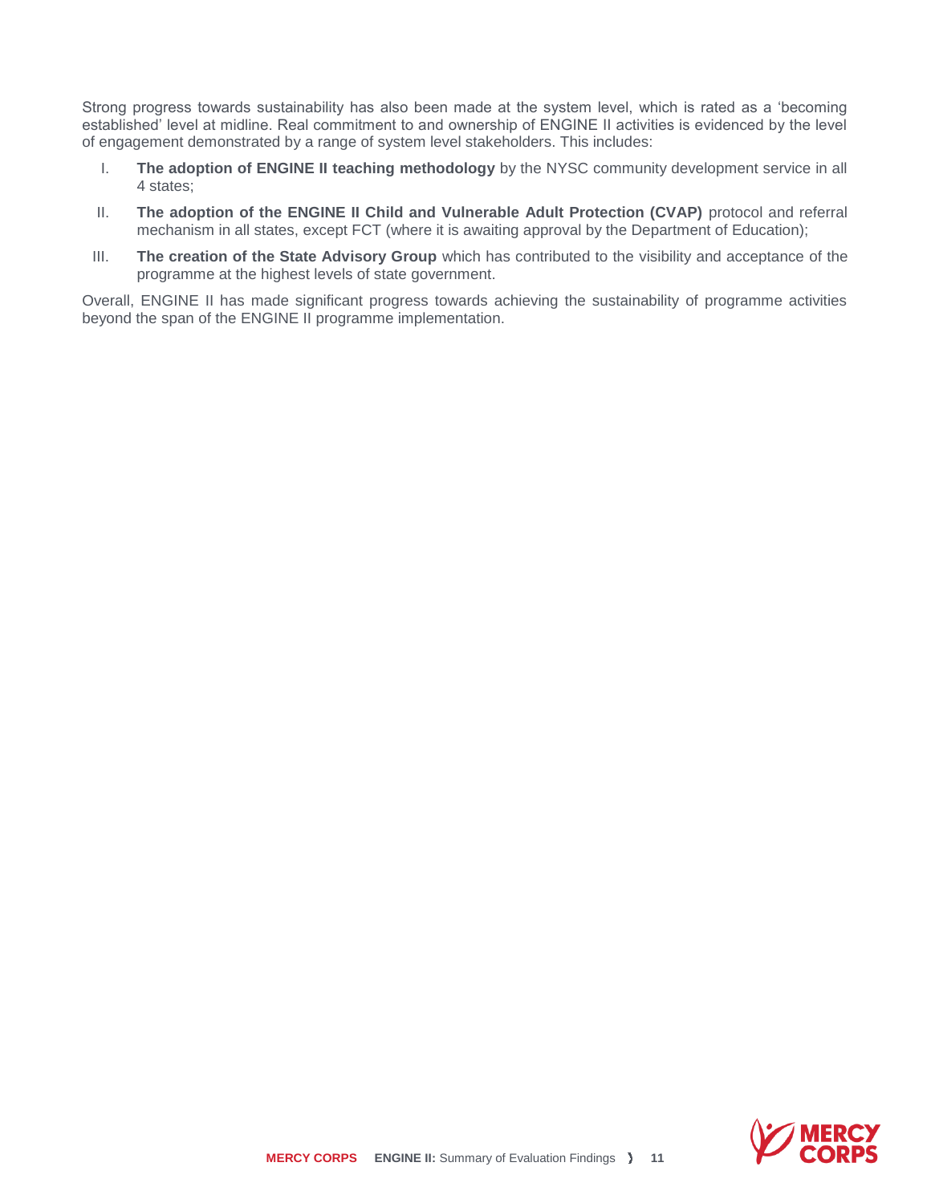Strong progress towards sustainability has also been made at the system level, which is rated as a 'becoming established' level at midline. Real commitment to and ownership of ENGINE II activities is evidenced by the level of engagement demonstrated by a range of system level stakeholders. This includes:

I. **The adoption of ENGINE II teaching methodology** by the NYSC community development service in all 4 states;

II. **The adoption of the ENGINE II Child and Vulnerable Adult Protection (CVAP)** protocol and referral mechanism in all states, except FCT (where it is awaiting approval by the Department of Education);

III. **The creation of the State Advisory Group** which has contributed to the visibility and acceptance of the programme at the highest levels of state government.

Overall, ENGINE II has made significant progress towards achieving the sustainability of programme activities beyond the span of the ENGINE II programme implementation.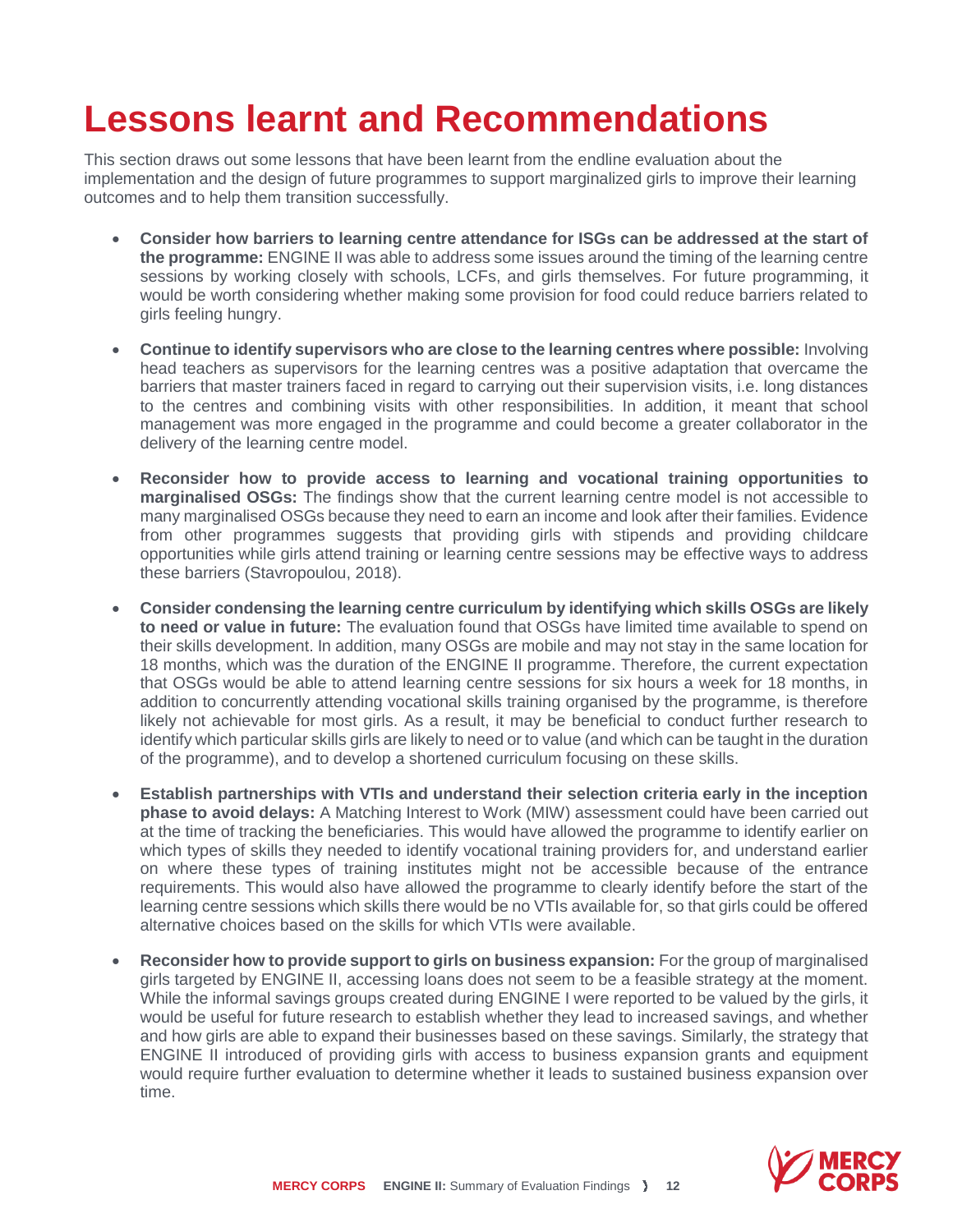# Lessons learnt and Recommendations

This section draws out some lessons that have been learnt from the endline evaluation about the implementation and the design of future programmes to support marginalized girls to improve their learning outcomes and to help them transition successfully.

- **Consider how barriers to learning centre attendance for ISGs can be addressed at the start of the programme:** ENGINE II was able to address some issues around the timing of the learning centre sessions by working closely with schools, LCFs, and girls themselves. For future programming, it would be worth considering whether making some provision for food could reduce barriers related to girls feeling hungry.

- **Continue to identify supervisors who are close to the learning centres where possible:** Involving head teachers as supervisors for the learning centres was a positive adaptation that overcame the barriers that master trainers faced in regard to carrying out their supervision visits, i.e. long distances to the centres and combining visits with other responsibilities. In addition, it meant that school management was more engaged in the programme and could become a greater collaborator in the delivery of the learning centre model.

- **Reconsider how to provide access to learning and vocational training opportunities to marginalised OSGs:** The findings show that the current learning centre model is not accessible to many marginalised OSGs because they need to earn an income and look after their families. Evidence from other programmes suggests that providing girls with stipends and providing childcare opportunities while girls attend training or learning centre sessions may be effective ways to address these barriers (Stavropoulou, 2018).

- **Consider condensing the learning centre curriculum by identifying which skills OSGs are likely to need or value in future:** The evaluation found that OSGs have limited time available to spend on their skills development. In addition, many OSGs are mobile and may not stay in the same location for 18 months, which was the duration of the ENGINE II programme. Therefore, the current expectation that OSGs would be able to attend learning centre sessions for six hours a week for 18 months, in addition to concurrently attending vocational skills training organised by the programme, is therefore likely not achievable for most girls. As a result, it may be beneficial to conduct further research to identify which particular skills girls are likely to need or to value (and which can be taught in the duration of the programme), and to develop a shortened curriculum focusing on these skills.

- **Establish partnerships with VTIs and understand their selection criteria early in the inception phase to avoid delays:** A Matching Interest to Work (MIW) assessment could have been carried out at the time of tracking the beneficiaries. This would have allowed the programme to identify earlier on which types of skills they needed to identify vocational training providers for, and understand earlier on where these types of training institutes might not be accessible because of the entrance requirements. This would also have allowed the programme to clearly identify before the start of the learning centre sessions which skills there would be no VTIs available for, so that girls could be offered alternative choices based on the skills for which VTIs were available.

- **Reconsider how to provide support to girls on business expansion:** For the group of marginalised girls targeted by ENGINE II, accessing loans does not seem to be a feasible strategy at the moment. While the informal savings groups created during ENGINE I were reported to be valued by the girls, it would be useful for future research to establish whether they lead to increased savings, and whether and how girls are able to expand their businesses based on these savings. Similarly, the strategy that ENGINE II introduced of providing girls with access to business expansion grants and equipment would require further evaluation to determine whether it leads to sustained business expansion over time.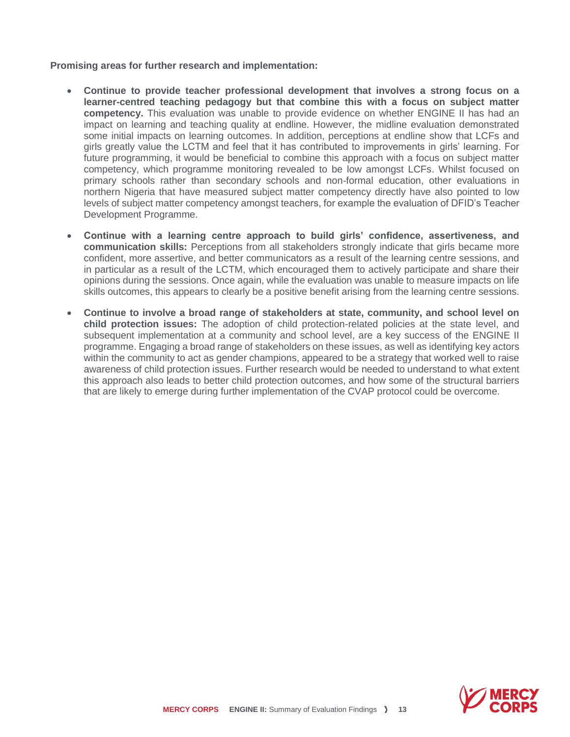**Promising areas for further research and implementation:**

- **Continue to provide teacher professional development that involves a strong focus on a learner-centred teaching pedagogy but that combine this with a focus on subject matter competency.** This evaluation was unable to provide evidence on whether ENGINE II has had an impact on learning and teaching quality at endline. However, the midline evaluation demonstrated some initial impacts on learning outcomes. In addition, perceptions at endline show that LCFs and girls greatly value the LCTM and feel that it has contributed to improvements in girls' learning. For future programming, it would be beneficial to combine this approach with a focus on subject matter competency, which programme monitoring revealed to be low amongst LCFs. Whilst focused on primary schools rather than secondary schools and non-formal education, other evaluations in northern Nigeria that have measured subject matter competency directly have also pointed to low levels of subject matter competency amongst teachers, for example the evaluation of DFID's Teacher Development Programme.
- **Continue with a learning centre approach to build girls' confidence, assertiveness, and communication skills:** Perceptions from all stakeholders strongly indicate that girls became more confident, more assertive, and better communicators as a result of the learning centre sessions, and in particular as a result of the LCTM, which encouraged them to actively participate and share their opinions during the sessions. Once again, while the evaluation was unable to measure impacts on life skills outcomes, this appears to clearly be a positive benefit arising from the learning centre sessions.
- **Continue to involve a broad range of stakeholders at state, community, and school level on child protection issues:** The adoption of child protection-related policies at the state level, and subsequent implementation at a community and school level, are a key success of the ENGINE II programme. Engaging a broad range of stakeholders on these issues, as well as identifying key actors within the community to act as gender champions, appeared to be a strategy that worked well to raise awareness of child protection issues. Further research would be needed to understand to what extent this approach also leads to better child protection outcomes, and how some of the structural barriers that are likely to emerge during further implementation of the CVAP protocol could be overcome.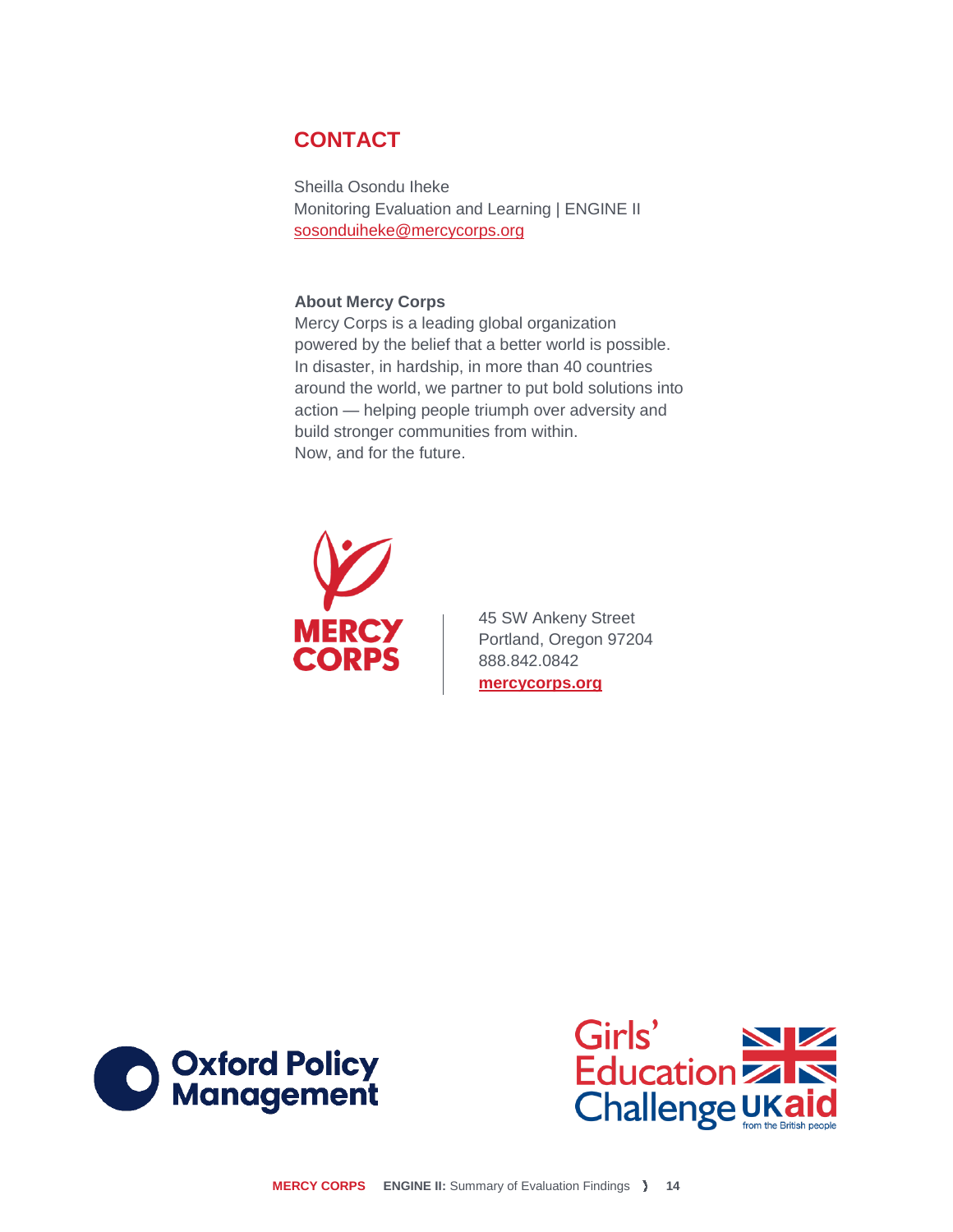## CONTACT

Sheilla Osondu Iheke
Monitoring Evaluation and Learning | ENGINE II
sosonduiheke@mercycorps.org

**About Mercy Corps**
Mercy Corps is a leading global organization powered by the belief that a better world is possible. In disaster, in hardship, in more than 40 countries around the world, we partner to put bold solutions into action — helping people triumph over adversity and build stronger communities from within.
Now, and for the future.

45 SW Ankeny Street
Portland, Oregon 97204
888.842.0842
**mercycorps.org**